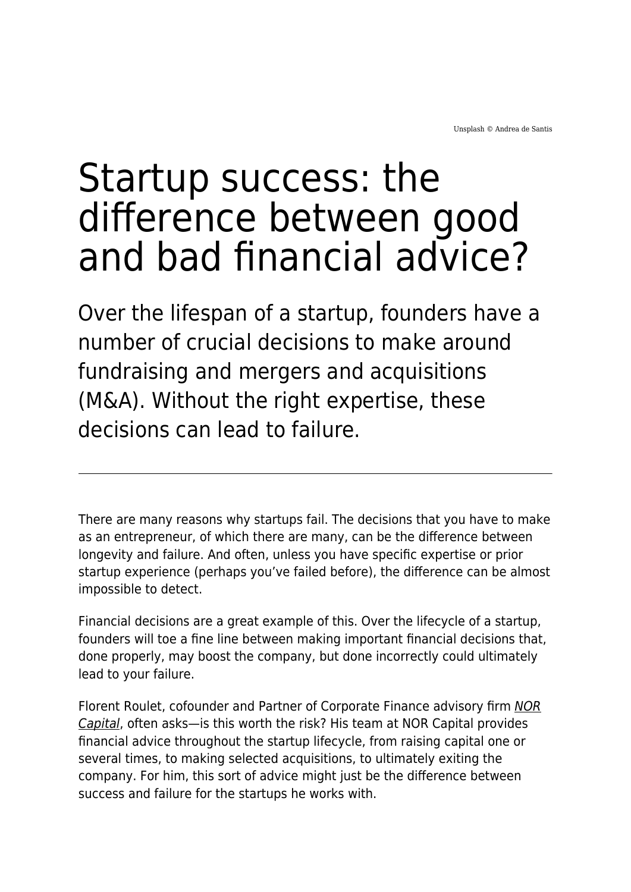Unsplash © Andrea de Santis

# Startup success: the difference between good and bad financial advice?

Over the lifespan of a startup, founders have a number of crucial decisions to make around fundraising and mergers and acquisitions (M&A). Without the right expertise, these decisions can lead to failure.

---

There are many reasons why startups fail. The decisions that you have to make as an entrepreneur, of which there are many, can be the difference between longevity and failure. And often, unless you have specific expertise or prior startup experience (perhaps you've failed before), the difference can be almost impossible to detect.

Financial decisions are a great example of this. Over the lifecycle of a startup, founders will toe a fine line between making important financial decisions that, done properly, may boost the company, but done incorrectly could ultimately lead to your failure.

Florent Roulet, cofounder and Partner of Corporate Finance advisory firm *NOR Capital*, often asks—is this worth the risk? His team at NOR Capital provides financial advice throughout the startup lifecycle, from raising capital one or several times, to making selected acquisitions, to ultimately exiting the company. For him, this sort of advice might just be the difference between success and failure for the startups he works with.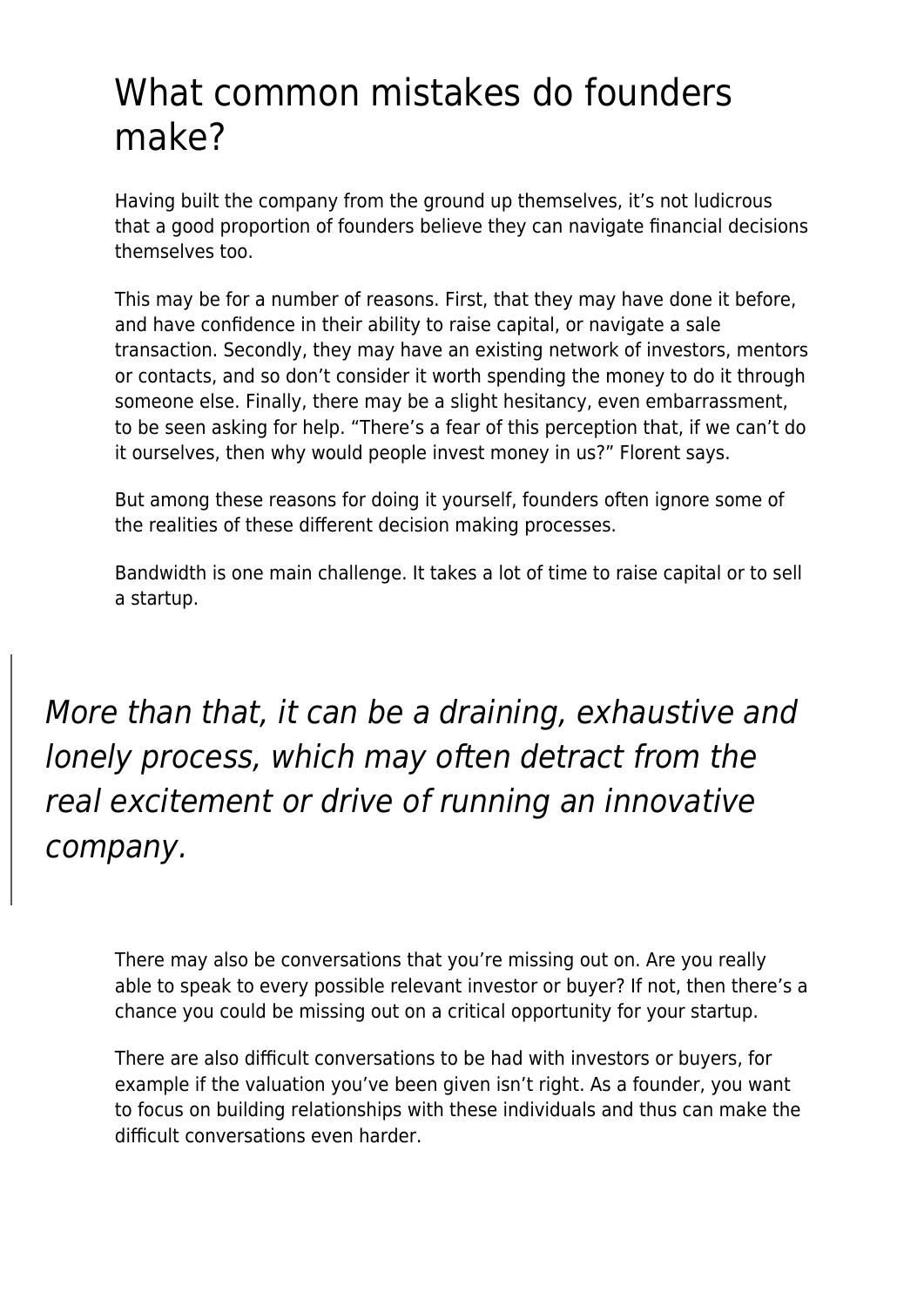# What common mistakes do founders make?

Having built the company from the ground up themselves, it's not ludicrous that a good proportion of founders believe they can navigate financial decisions themselves too.

This may be for a number of reasons. First, that they may have done it before, and have confidence in their ability to raise capital, or navigate a sale transaction. Secondly, they may have an existing network of investors, mentors or contacts, and so don't consider it worth spending the money to do it through someone else. Finally, there may be a slight hesitancy, even embarrassment, to be seen asking for help. "There's a fear of this perception that, if we can't do it ourselves, then why would people invest money in us?" Florent says.

But among these reasons for doing it yourself, founders often ignore some of the realities of these different decision making processes.

Bandwidth is one main challenge. It takes a lot of time to raise capital or to sell a startup.

> *More than that, it can be a draining, exhaustive and lonely process, which may often detract from the real excitement or drive of running an innovative company.*

There may also be conversations that you're missing out on. Are you really able to speak to every possible relevant investor or buyer? If not, then there's a chance you could be missing out on a critical opportunity for your startup.

There are also difficult conversations to be had with investors or buyers, for example if the valuation you've been given isn't right. As a founder, you want to focus on building relationships with these individuals and thus can make the difficult conversations even harder.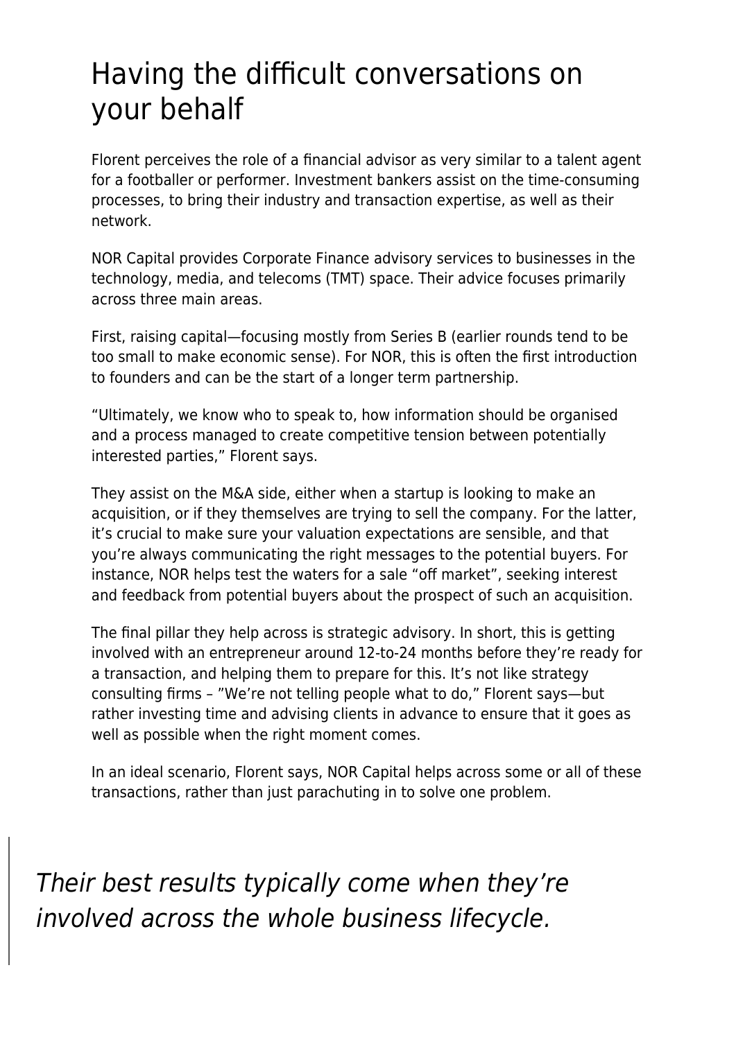## Having the difficult conversations on your behalf

Florent perceives the role of a financial advisor as very similar to a talent agent for a footballer or performer. Investment bankers assist on the time-consuming processes, to bring their industry and transaction expertise, as well as their network.

NOR Capital provides Corporate Finance advisory services to businesses in the technology, media, and telecoms (TMT) space. Their advice focuses primarily across three main areas.

First, raising capital—focusing mostly from Series B (earlier rounds tend to be too small to make economic sense). For NOR, this is often the first introduction to founders and can be the start of a longer term partnership.

“Ultimately, we know who to speak to, how information should be organised and a process managed to create competitive tension between potentially interested parties,” Florent says.

They assist on the M&A side, either when a startup is looking to make an acquisition, or if they themselves are trying to sell the company. For the latter, it’s crucial to make sure your valuation expectations are sensible, and that you’re always communicating the right messages to the potential buyers. For instance, NOR helps test the waters for a sale “off market”, seeking interest and feedback from potential buyers about the prospect of such an acquisition.

The final pillar they help across is strategic advisory. In short, this is getting involved with an entrepreneur around 12-to-24 months before they’re ready for a transaction, and helping them to prepare for this. It’s not like strategy consulting firms – ”We’re not telling people what to do,” Florent says—but rather investing time and advising clients in advance to ensure that it goes as well as possible when the right moment comes.

In an ideal scenario, Florent says, NOR Capital helps across some or all of these transactions, rather than just parachuting in to solve one problem.

> *Their best results typically come when they’re involved across the whole business lifecycle.*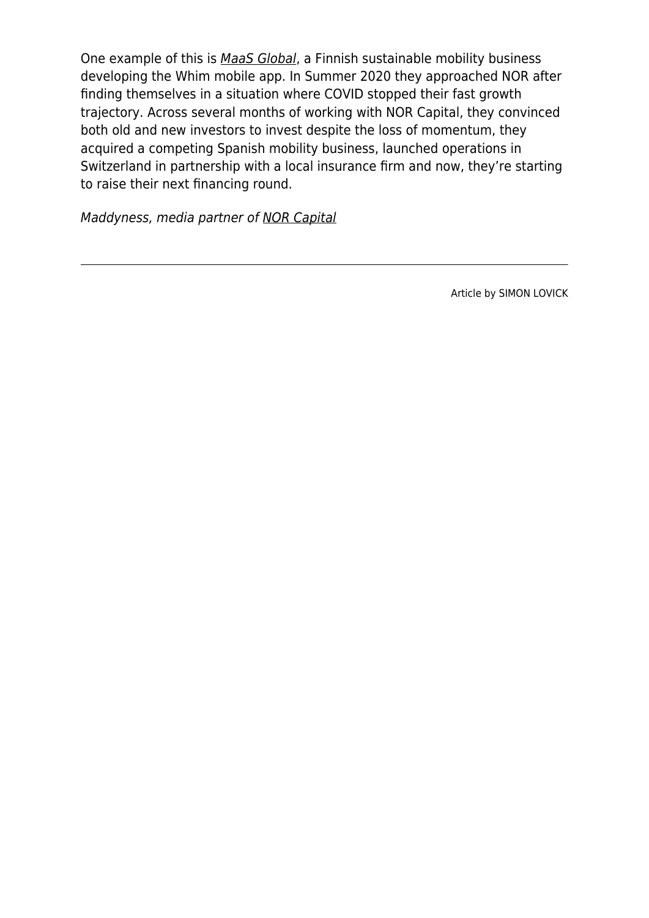One example of this is *MaaS Global*, a Finnish sustainable mobility business developing the Whim mobile app. In Summer 2020 they approached NOR after finding themselves in a situation where COVID stopped their fast growth trajectory. Across several months of working with NOR Capital, they convinced both old and new investors to invest despite the loss of momentum, they acquired a competing Spanish mobility business, launched operations in Switzerland in partnership with a local insurance firm and now, they're starting to raise their next financing round.

*Maddyness, media partner of NOR Capital*

---

Article by SIMON LOVICK